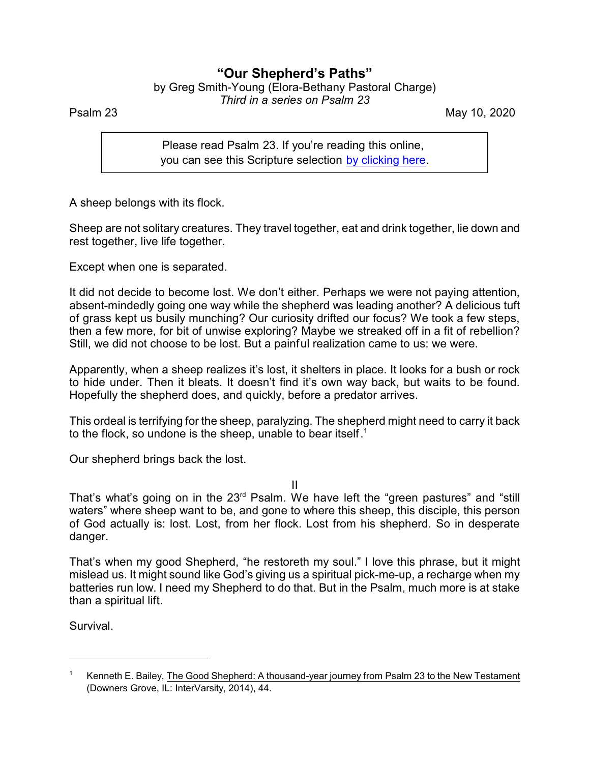# "Our Shepherd's Paths"

by Greg Smith-Young (Elora-Bethany Pastoral Charge)

*Third in a series on Psalm 23*

Psalm 23 May 10, 2020

> Please read Psalm 23. If you're reading this online, you can see this Scripture selection by clicking here.

A sheep belongs with its flock.

Sheep are not solitary creatures. They travel together, eat and drink together, lie down and rest together, live life together.

Except when one is separated.

It did not decide to become lost. We don't either. Perhaps we were not paying attention, absent-mindedly going one way while the shepherd was leading another? A delicious tuft of grass kept us busily munching? Our curiosity drifted our focus? We took a few steps, then a few more, for bit of unwise exploring? Maybe we streaked off in a fit of rebellion? Still, we did not choose to be lost. But a painful realization came to us: we were.

Apparently, when a sheep realizes it's lost, it shelters in place. It looks for a bush or rock to hide under. Then it bleats. It doesn't find it's own way back, but waits to be found. Hopefully the shepherd does, and quickly, before a predator arrives.

This ordeal is terrifying for the sheep, paralyzing. The shepherd might need to carry it back to the flock, so undone is the sheep, unable to bear itself.[1]

Our shepherd brings back the lost.

II

That's what's going on in the 23rd Psalm. We have left the "green pastures" and "still waters" where sheep want to be, and gone to where this sheep, this disciple, this person of God actually is: lost. Lost, from her flock. Lost from his shepherd. So in desperate danger.

That's when my good Shepherd, "he restoreth my soul." I love this phrase, but it might mislead us. It might sound like God's giving us a spiritual pick-me-up, a recharge when my batteries run low. I need my Shepherd to do that. But in the Psalm, much more is at stake than a spiritual lift.

Survival.

---

[1] Kenneth E. Bailey, The Good Shepherd: A thousand-year journey from Psalm 23 to the New Testament (Downers Grove, IL: InterVarsity, 2014), 44.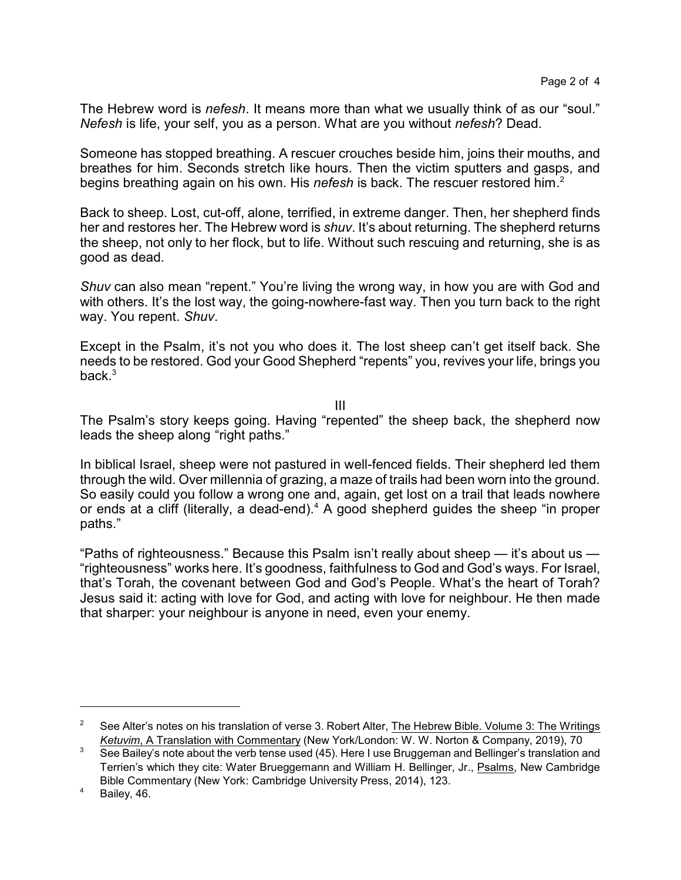The Hebrew word is *nefesh*. It means more than what we usually think of as our "soul." *Nefesh* is life, your self, you as a person. What are you without *nefesh*? Dead.

Someone has stopped breathing. A rescuer crouches beside him, joins their mouths, and breathes for him. Seconds stretch like hours. Then the victim sputters and gasps, and begins breathing again on his own. His *nefesh* is back. The rescuer restored him.[2]

Back to sheep. Lost, cut-off, alone, terrified, in extreme danger. Then, her shepherd finds her and restores her. The Hebrew word is *shuv*. It's about returning. The shepherd returns the sheep, not only to her flock, but to life. Without such rescuing and returning, she is as good as dead.

*Shuv* can also mean "repent." You're living the wrong way, in how you are with God and with others. It's the lost way, the going-nowhere-fast way. Then you turn back to the right way. You repent. *Shuv*.

Except in the Psalm, it's not you who does it. The lost sheep can't get itself back. She needs to be restored. God your Good Shepherd "repents" you, revives your life, brings you back.[3]

## III

The Psalm's story keeps going. Having "repented" the sheep back, the shepherd now leads the sheep along "right paths."

In biblical Israel, sheep were not pastured in well-fenced fields. Their shepherd led them through the wild. Over millennia of grazing, a maze of trails had been worn into the ground. So easily could you follow a wrong one and, again, get lost on a trail that leads nowhere or ends at a cliff (literally, a dead-end).[4] A good shepherd guides the sheep "in proper paths."

"Paths of righteousness." Because this Psalm isn't really about sheep — it's about us — "righteousness" works here. It's goodness, faithfulness to God and God's ways. For Israel, that's Torah, the covenant between God and God's People. What's the heart of Torah? Jesus said it: acting with love for God, and acting with love for neighbour. He then made that sharper: your neighbour is anyone in need, even your enemy.

---

[2] See Alter's notes on his translation of verse 3. Robert Alter, The Hebrew Bible. Volume 3: The Writings *Ketuvim*, A Translation with Commentary (New York/London: W. W. Norton & Company, 2019), 70

[3] See Bailey's note about the verb tense used (45). Here I use Bruggeman and Bellinger's translation and Terrien's which they cite: Water Brueggemann and William H. Bellinger, Jr., Psalms, New Cambridge Bible Commentary (New York: Cambridge University Press, 2014), 123.

[4] Bailey, 46.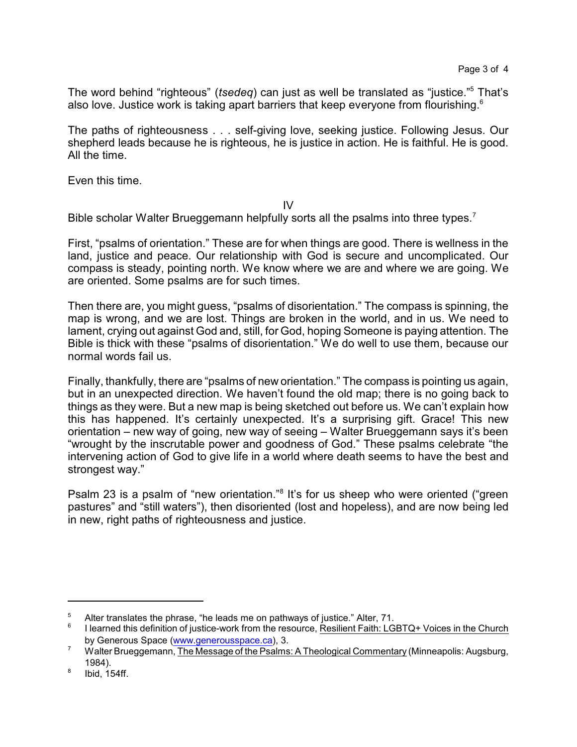The word behind “righteous” (*tsedeq*) can just as well be translated as “justice.”[5] That’s also love. Justice work is taking apart barriers that keep everyone from flourishing.[6]

The paths of righteousness . . . self-giving love, seeking justice. Following Jesus. Our shepherd leads because he is righteous, he is justice in action. He is faithful. He is good. All the time.

Even this time.

IV

Bible scholar Walter Brueggemann helpfully sorts all the psalms into three types.[7]

First, “psalms of orientation.” These are for when things are good. There is wellness in the land, justice and peace. Our relationship with God is secure and uncomplicated. Our compass is steady, pointing north. We know where we are and where we are going. We are oriented. Some psalms are for such times.

Then there are, you might guess, “psalms of disorientation.” The compass is spinning, the map is wrong, and we are lost. Things are broken in the world, and in us. We need to lament, crying out against God and, still, for God, hoping Someone is paying attention. The Bible is thick with these “psalms of disorientation.” We do well to use them, because our normal words fail us.

Finally, thankfully, there are “psalms of new orientation.” The compass is pointing us again, but in an unexpected direction. We haven’t found the old map; there is no going back to things as they were. But a new map is being sketched out before us. We can’t explain how this has happened. It’s certainly unexpected. It’s a surprising gift. Grace! This new orientation – new way of going, new way of seeing – Walter Brueggemann says it’s been “wrought by the inscrutable power and goodness of God.” These psalms celebrate “the intervening action of God to give life in a world where death seems to have the best and strongest way.”

Psalm 23 is a psalm of “new orientation.”[8] It’s for us sheep who were oriented (“green pastures” and “still waters”), then disoriented (lost and hopeless), and are now being led in new, right paths of righteousness and justice.

---

[5] Alter translates the phrase, “he leads me on pathways of justice.” Alter, 71.

[6] I learned this definition of justice-work from the resource, Resilient Faith: LGBTQ+ Voices in the Church by Generous Space (www.generousspace.ca), 3.

[7] Walter Brueggemann, The Message of the Psalms: A Theological Commentary (Minneapolis: Augsburg, 1984).

[8] Ibid, 154ff.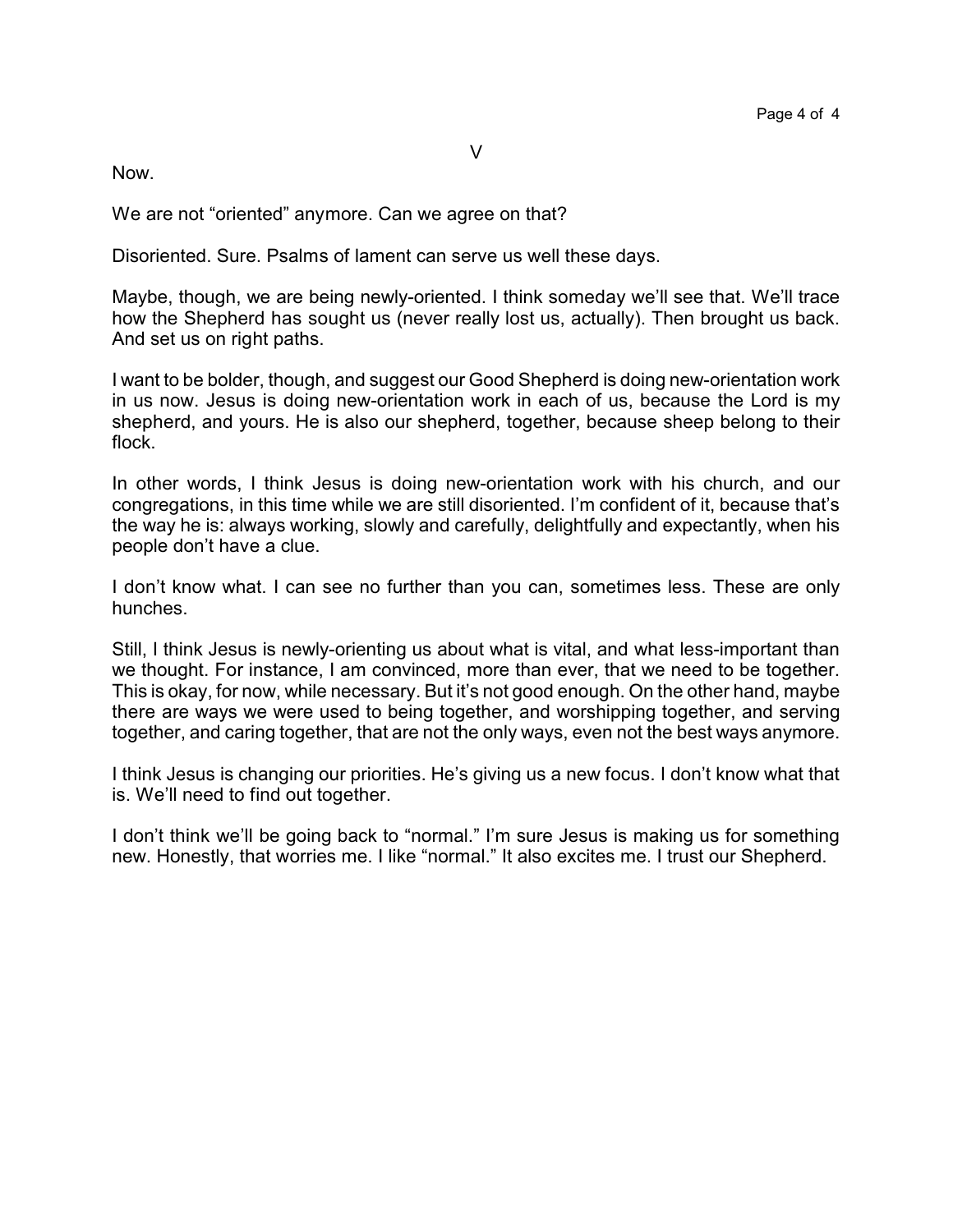V

Now.

We are not "oriented" anymore. Can we agree on that?

Disoriented. Sure. Psalms of lament can serve us well these days.

Maybe, though, we are being newly-oriented. I think someday we'll see that. We'll trace how the Shepherd has sought us (never really lost us, actually). Then brought us back. And set us on right paths.

I want to be bolder, though, and suggest our Good Shepherd is doing new-orientation work in us now. Jesus is doing new-orientation work in each of us, because the Lord is my shepherd, and yours. He is also our shepherd, together, because sheep belong to their flock.

In other words, I think Jesus is doing new-orientation work with his church, and our congregations, in this time while we are still disoriented. I'm confident of it, because that's the way he is: always working, slowly and carefully, delightfully and expectantly, when his people don't have a clue.

I don't know what. I can see no further than you can, sometimes less. These are only hunches.

Still, I think Jesus is newly-orienting us about what is vital, and what less-important than we thought. For instance, I am convinced, more than ever, that we need to be together. This is okay, for now, while necessary. But it's not good enough. On the other hand, maybe there are ways we were used to being together, and worshipping together, and serving together, and caring together, that are not the only ways, even not the best ways anymore.

I think Jesus is changing our priorities. He's giving us a new focus. I don't know what that is. We'll need to find out together.

I don't think we'll be going back to "normal." I'm sure Jesus is making us for something new. Honestly, that worries me. I like "normal." It also excites me. I trust our Shepherd.